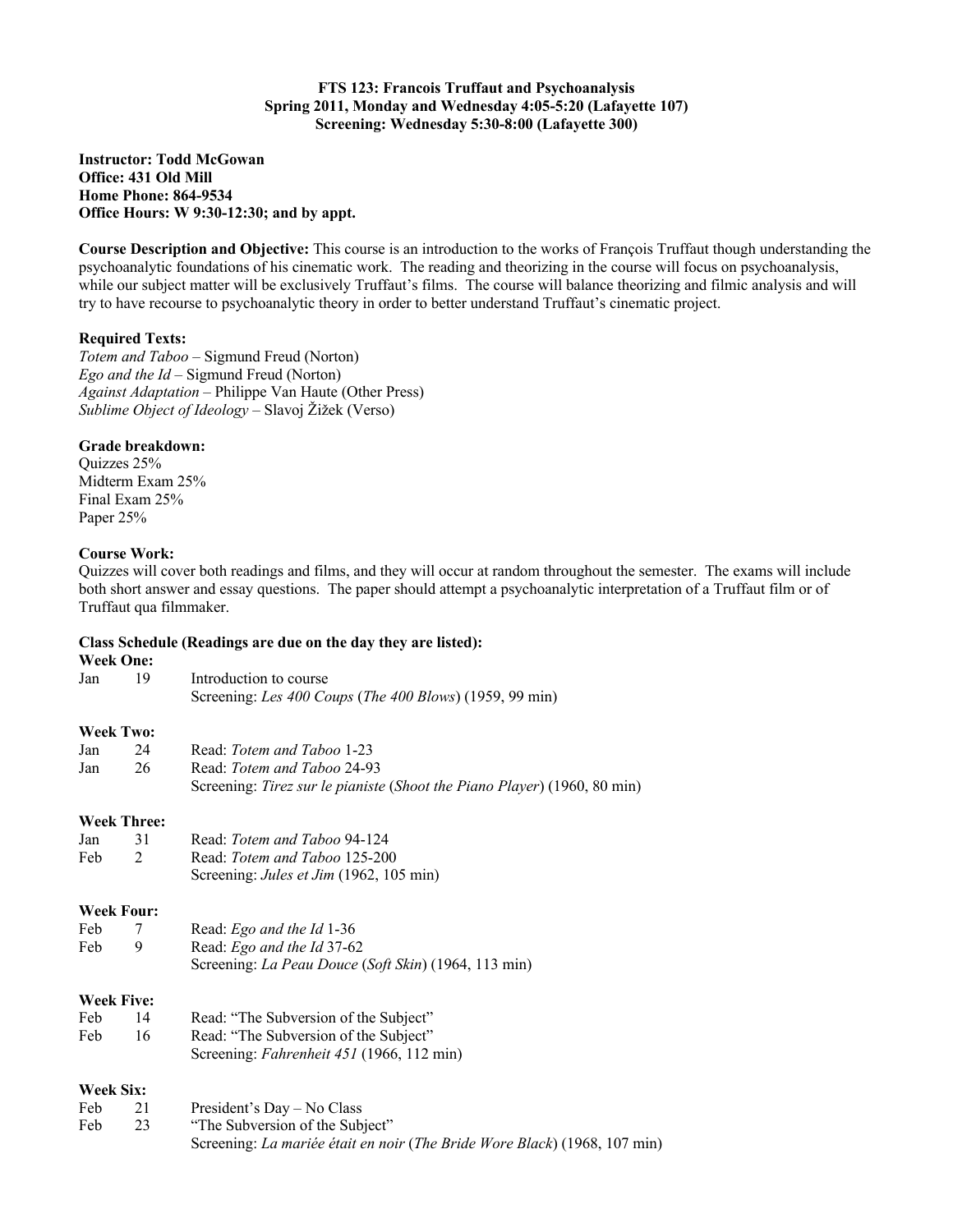**FTS 123: Francois Truffaut and Psychoanalysis**
**Spring 2011, Monday and Wednesday 4:05-5:20 (Lafayette 107)**
**Screening: Wednesday 5:30-8:00 (Lafayette 300)**

**Instructor: Todd McGowan**
**Office: 431 Old Mill**
**Home Phone: 864-9534**
**Office Hours: W 9:30-12:30; and by appt.**

**Course Description and Objective:** This course is an introduction to the works of François Truffaut though understanding the psychoanalytic foundations of his cinematic work. The reading and theorizing in the course will focus on psychoanalysis, while our subject matter will be exclusively Truffaut's films. The course will balance theorizing and filmic analysis and will try to have recourse to psychoanalytic theory in order to better understand Truffaut's cinematic project.

**Required Texts:**
*Totem and Taboo* – Sigmund Freud (Norton)
*Ego and the Id* – Sigmund Freud (Norton)
*Against Adaptation* – Philippe Van Haute (Other Press)
*Sublime Object of Ideology* – Slavoj Žižek (Verso)

**Grade breakdown:**
Quizzes 25%
Midterm Exam 25%
Final Exam 25%
Paper 25%

**Course Work:**
Quizzes will cover both readings and films, and they will occur at random throughout the semester. The exams will include both short answer and essay questions. The paper should attempt a psychoanalytic interpretation of a Truffaut film or of Truffaut qua filmmaker.

**Class Schedule (Readings are due on the day they are listed):**

**Week One:**

| | | |
|---|---|---|
| Jan | 19 | Introduction to course<br>Screening: *Les 400 Coups* (*The 400 Blows*) (1959, 99 min) |

**Week Two:**

| | | |
|---|---|---|
| Jan | 24 | Read: *Totem and Taboo* 1-23 |
| Jan | 26 | Read: *Totem and Taboo* 24-93<br>Screening: *Tirez sur le pianiste* (*Shoot the Piano Player*) (1960, 80 min) |

**Week Three:**

| | | |
|---|---|---|
| Jan | 31 | Read: *Totem and Taboo* 94-124 |
| Feb | 2 | Read: *Totem and Taboo* 125-200<br>Screening: *Jules et Jim* (1962, 105 min) |

**Week Four:**

| | | |
|---|---|---|
| Feb | 7 | Read: *Ego and the Id* 1-36 |
| Feb | 9 | Read: *Ego and the Id* 37-62<br>Screening: *La Peau Douce* (*Soft Skin*) (1964, 113 min) |

**Week Five:**

| | | |
|---|---|---|
| Feb | 14 | Read: "The Subversion of the Subject" |
| Feb | 16 | Read: "The Subversion of the Subject"<br>Screening: *Fahrenheit 451* (1966, 112 min) |

**Week Six:**

| | | |
|---|---|---|
| Feb | 21 | President's Day – No Class |
| Feb | 23 | "The Subversion of the Subject"<br>Screening: *La mariée était en noir* (*The Bride Wore Black*) (1968, 107 min) |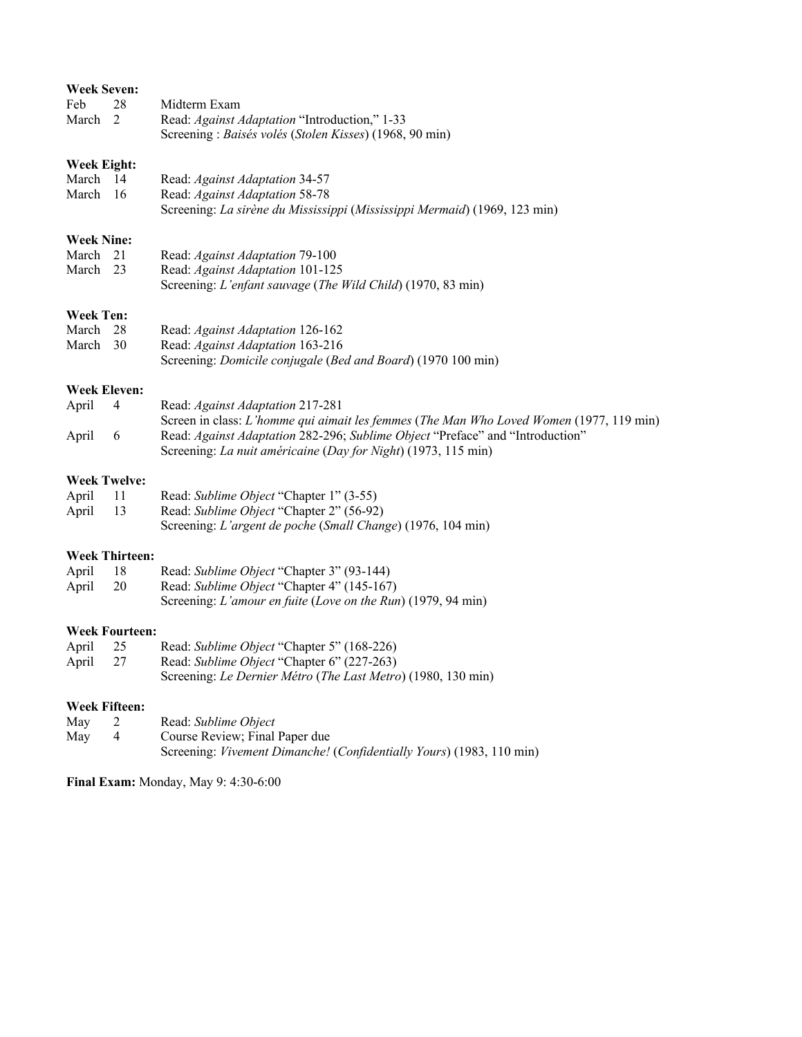**Week Seven:**

Feb 28 Midterm Exam

March 2 Read: *Against Adaptation* "Introduction," 1-33
Screening : *Baisés volés* (*Stolen Kisses*) (1968, 90 min)

**Week Eight:**

March 14 Read: *Against Adaptation* 34-57

March 16 Read: *Against Adaptation* 58-78
Screening: *La sirène du Mississippi* (*Mississippi Mermaid*) (1969, 123 min)

**Week Nine:**

March 21 Read: *Against Adaptation* 79-100

March 23 Read: *Against Adaptation* 101-125
Screening: *L'enfant sauvage* (*The Wild Child*) (1970, 83 min)

**Week Ten:**

March 28 Read: *Against Adaptation* 126-162

March 30 Read: *Against Adaptation* 163-216
Screening: *Domicile conjugale* (*Bed and Board*) (1970 100 min)

**Week Eleven:**

April 4 Read: *Against Adaptation* 217-281
Screen in class: *L'homme qui aimait les femmes* (*The Man Who Loved Women* (1977, 119 min)

April 6 Read: *Against Adaptation* 282-296; *Sublime Object* "Preface" and "Introduction"
Screening: *La nuit américaine* (*Day for Night*) (1973, 115 min)

**Week Twelve:**

April 11 Read: *Sublime Object* "Chapter 1" (3-55)

April 13 Read: *Sublime Object* "Chapter 2" (56-92)
Screening: *L'argent de poche* (*Small Change*) (1976, 104 min)

**Week Thirteen:**

April 18 Read: *Sublime Object* "Chapter 3" (93-144)

April 20 Read: *Sublime Object* "Chapter 4" (145-167)
Screening: *L'amour en fuite* (*Love on the Run*) (1979, 94 min)

**Week Fourteen:**

April 25 Read: *Sublime Object* "Chapter 5" (168-226)

April 27 Read: *Sublime Object* "Chapter 6" (227-263)
Screening: *Le Dernier Métro* (*The Last Metro*) (1980, 130 min)

**Week Fifteen:**

May 2 Read: *Sublime Object*

May 4 Course Review; Final Paper due
Screening: *Vivement Dimanche!* (*Confidentially Yours*) (1983, 110 min)

**Final Exam:** Monday, May 9: 4:30-6:00